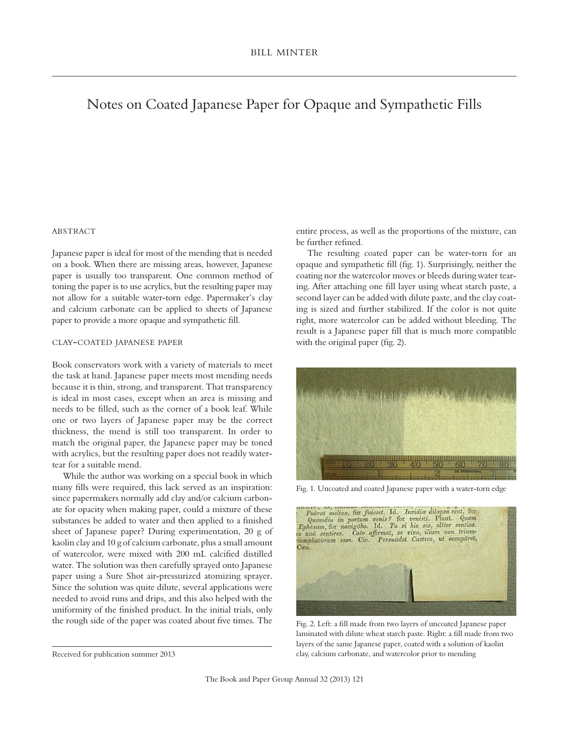BILL MINTER

# Notes on Coated Japanese Paper for Opaque and Sympathetic Fills

## ABSTRACT

Japanese paper is ideal for most of the mending that is needed on a book. When there are missing areas, however, Japanese paper is usually too transparent. One common method of toning the paper is to use acrylics, but the resulting paper may not allow for a suitable water-torn edge. Papermaker's clay and calcium carbonate can be applied to sheets of Japanese paper to provide a more opaque and sympathetic fill.

## CLAY-COATED JAPANESE PAPER

Book conservators work with a variety of materials to meet the task at hand. Japanese paper meets most mending needs because it is thin, strong, and transparent. That transparency is ideal in most cases, except when an area is missing and needs to be filled, such as the corner of a book leaf. While one or two layers of Japanese paper may be the correct thickness, the mend is still too transparent. In order to match the original paper, the Japanese paper may be toned with acrylics, but the resulting paper does not readily water-tear for a suitable mend.

While the author was working on a special book in which many fills were required, this lack served as an inspiration: since papermakers normally add clay and/or calcium carbonate for opacity when making paper, could a mixture of these substances be added to water and then applied to a finished sheet of Japanese paper? During experimentation, 20 g of kaolin clay and 10 g of calcium carbonate, plus a small amount of watercolor, were mixed with 200 mL calcified distilled water. The solution was then carefully sprayed onto Japanese paper using a Sure Shot air-pressurized atomizing sprayer. Since the solution was quite dilute, several applications were needed to avoid runs and drips, and this also helped with the uniformity of the finished product. In the initial trials, only the rough side of the paper was coated about five times. The entire process, as well as the proportions of the mixture, can be further refined.

The resulting coated paper can be water-torn for an opaque and sympathetic fill (fig. 1). Surprisingly, neither the coating nor the watercolor moves or bleeds during water tearing. After attaching one fill layer using wheat starch paste, a second layer can be added with dilute paste, and the clay coating is sized and further stabilized. If the color is not quite right, more watercolor can be added without bleeding. The result is a Japanese paper fill that is much more compatible with the original paper (fig. 2).

Fig. 1. Uncoated and coated Japanese paper with a water-torn edge

Fig. 2. Left: a fill made from two layers of uncoated Japanese paper laminated with dilute wheat starch paste. Right: a fill made from two layers of the same Japanese paper, coated with a solution of kaolin clay, calcium carbonate, and watercolor prior to mending

Received for publication summer 2013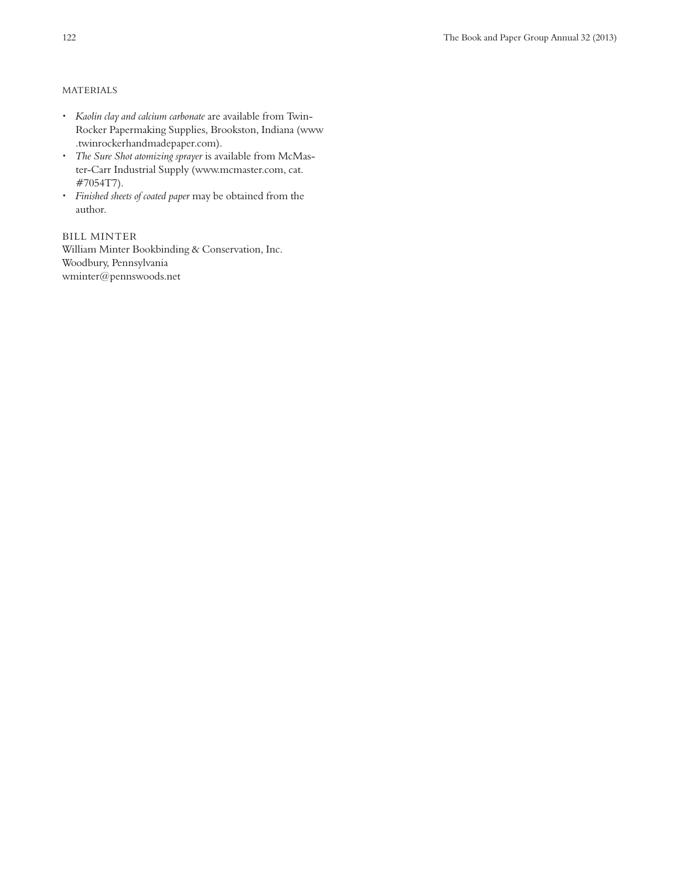## MATERIALS

- *Kaolin clay and calcium carbonate* are available from Twin-Rocker Papermaking Supplies, Brookston, Indiana (www.twinrockerhandmadepaper.com).
- *The Sure Shot atomizing sprayer* is available from McMaster-Carr Industrial Supply (www.mcmaster.com, cat. #7054T7).
- *Finished sheets of coated paper* may be obtained from the author.

BILL MINTER
William Minter Bookbinding & Conservation, Inc.
Woodbury, Pennsylvania
wminter@pennswoods.net